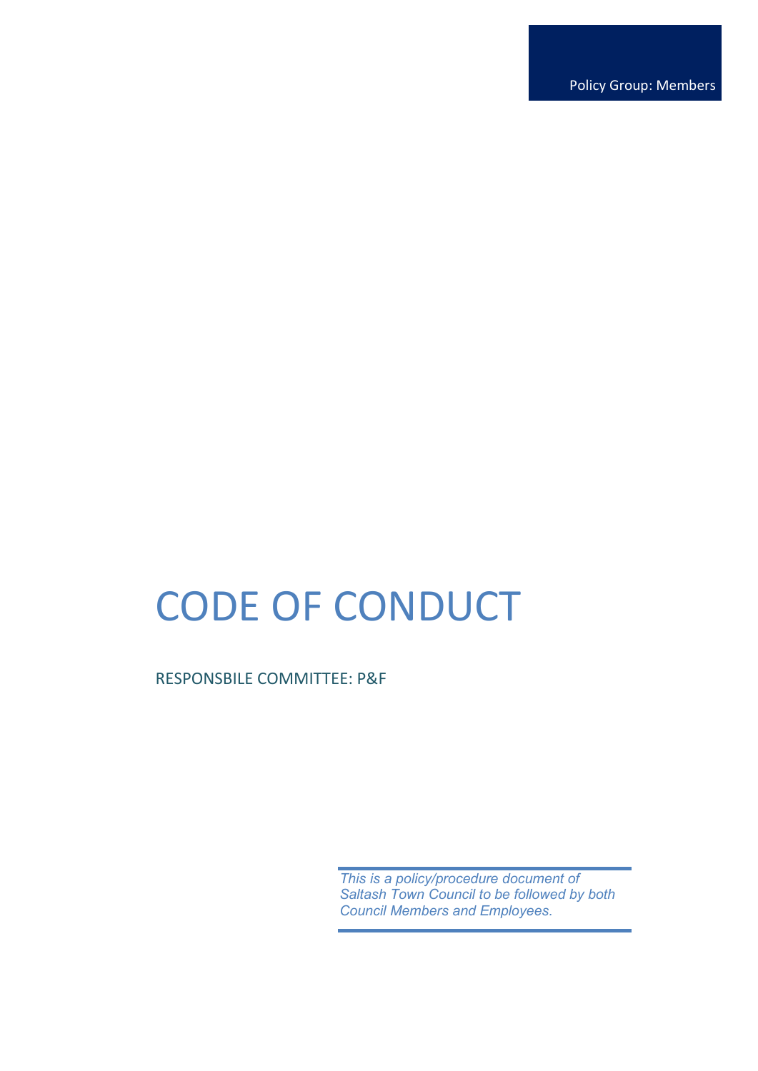Policy Group: Members

# CODE OF CONDUCT

RESPONSBILE COMMITTEE: P&F

*This is a policy/procedure document of Saltash Town Council to be followed by both Council Members and Employees.*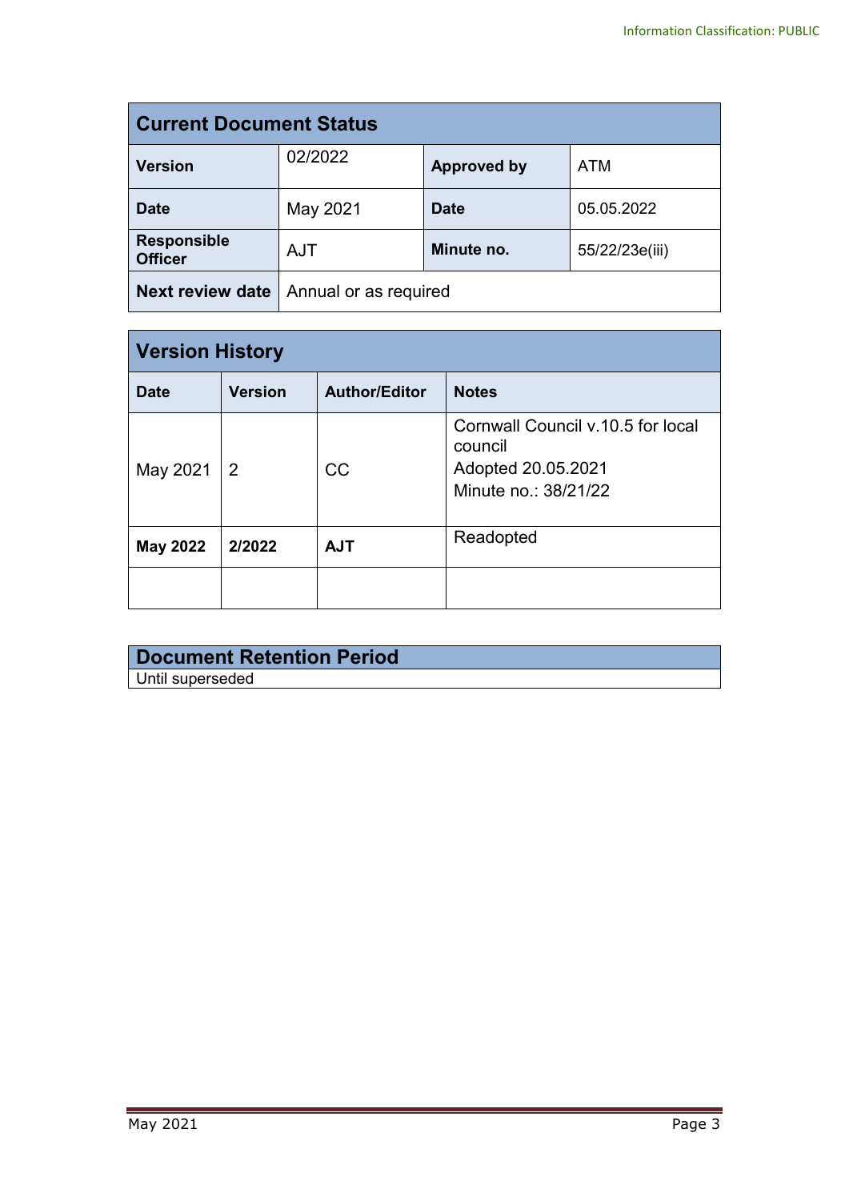| Current Document Status | | | |
|---|---|---|---|
| **Version** | 02/2022 | **Approved by** | ATM |
| **Date** | May 2021 | **Date** | 05.05.2022 |
| **Responsible Officer** | AJT | **Minute no.** | 55/22/23e(iii) |
| **Next review date** | Annual or as required | | |

| Version History | | | |
|---|---|---|---|
| **Date** | **Version** | **Author/Editor** | **Notes** |
| May 2021 | 2 | CC | Cornwall Council v.10.5 for local council<br>Adopted 20.05.2021<br>Minute no.: 38/21/22 |
| **May 2022** | **2/2022** | **AJT** | Readopted |
| | | | |

| Document Retention Period |
|---|
| Until superseded |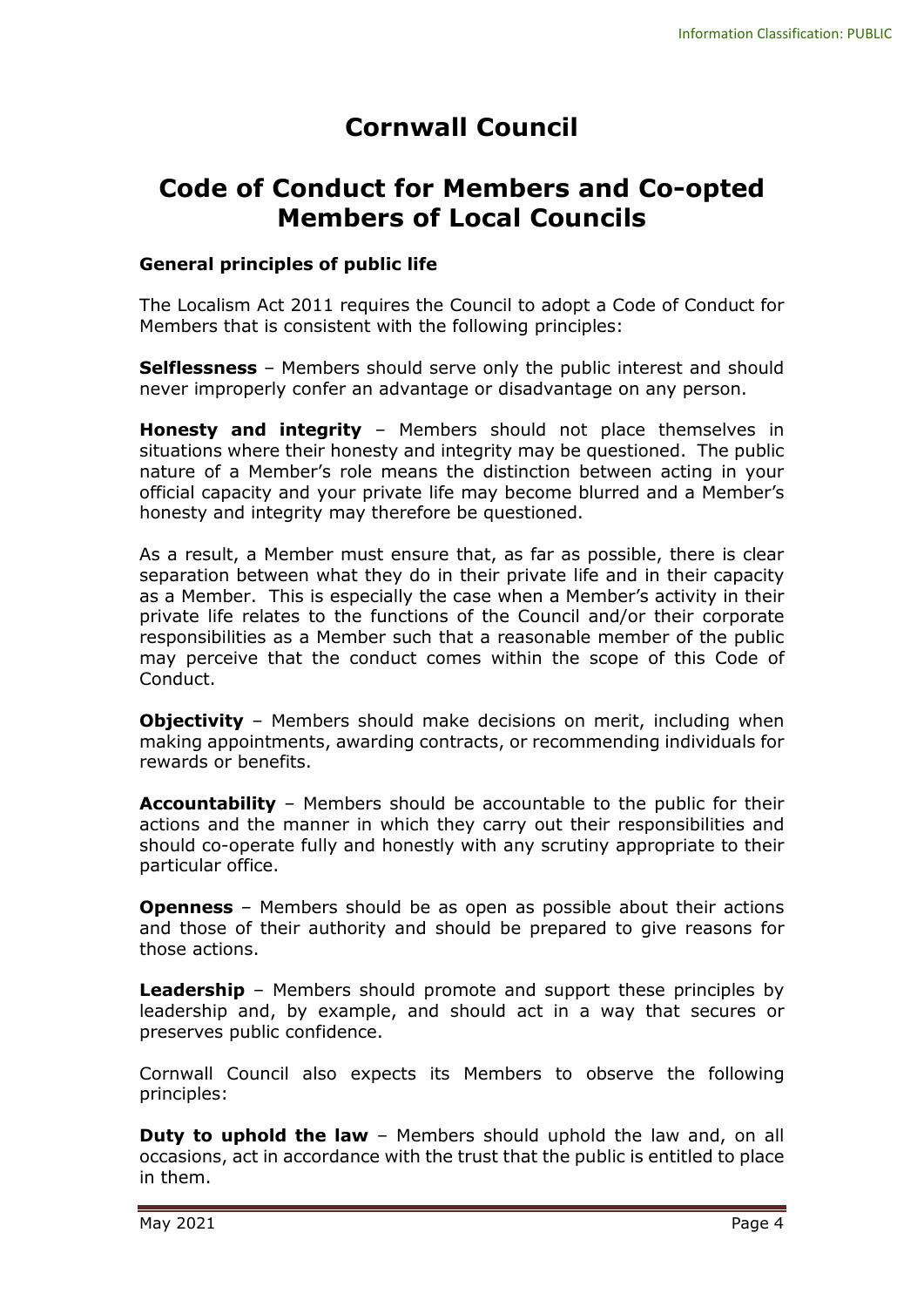# Cornwall Council

# Code of Conduct for Members and Co-opted Members of Local Councils

### General principles of public life

The Localism Act 2011 requires the Council to adopt a Code of Conduct for Members that is consistent with the following principles:

**Selflessness** – Members should serve only the public interest and should never improperly confer an advantage or disadvantage on any person.

**Honesty and integrity** – Members should not place themselves in situations where their honesty and integrity may be questioned. The public nature of a Member's role means the distinction between acting in your official capacity and your private life may become blurred and a Member's honesty and integrity may therefore be questioned.

As a result, a Member must ensure that, as far as possible, there is clear separation between what they do in their private life and in their capacity as a Member. This is especially the case when a Member's activity in their private life relates to the functions of the Council and/or their corporate responsibilities as a Member such that a reasonable member of the public may perceive that the conduct comes within the scope of this Code of Conduct.

**Objectivity** – Members should make decisions on merit, including when making appointments, awarding contracts, or recommending individuals for rewards or benefits.

**Accountability** – Members should be accountable to the public for their actions and the manner in which they carry out their responsibilities and should co-operate fully and honestly with any scrutiny appropriate to their particular office.

**Openness** – Members should be as open as possible about their actions and those of their authority and should be prepared to give reasons for those actions.

**Leadership** – Members should promote and support these principles by leadership and, by example, and should act in a way that secures or preserves public confidence.

Cornwall Council also expects its Members to observe the following principles:

**Duty to uphold the law** – Members should uphold the law and, on all occasions, act in accordance with the trust that the public is entitled to place in them.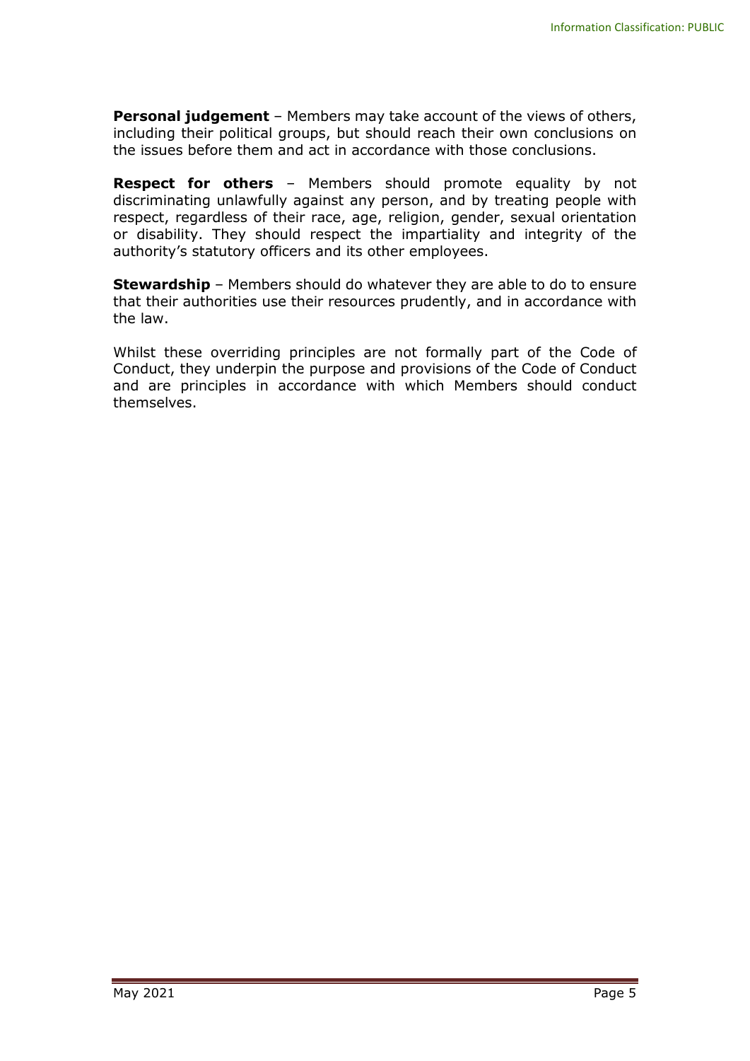**Personal judgement** – Members may take account of the views of others, including their political groups, but should reach their own conclusions on the issues before them and act in accordance with those conclusions.

**Respect for others** – Members should promote equality by not discriminating unlawfully against any person, and by treating people with respect, regardless of their race, age, religion, gender, sexual orientation or disability. They should respect the impartiality and integrity of the authority's statutory officers and its other employees.

**Stewardship** – Members should do whatever they are able to do to ensure that their authorities use their resources prudently, and in accordance with the law.

Whilst these overriding principles are not formally part of the Code of Conduct, they underpin the purpose and provisions of the Code of Conduct and are principles in accordance with which Members should conduct themselves.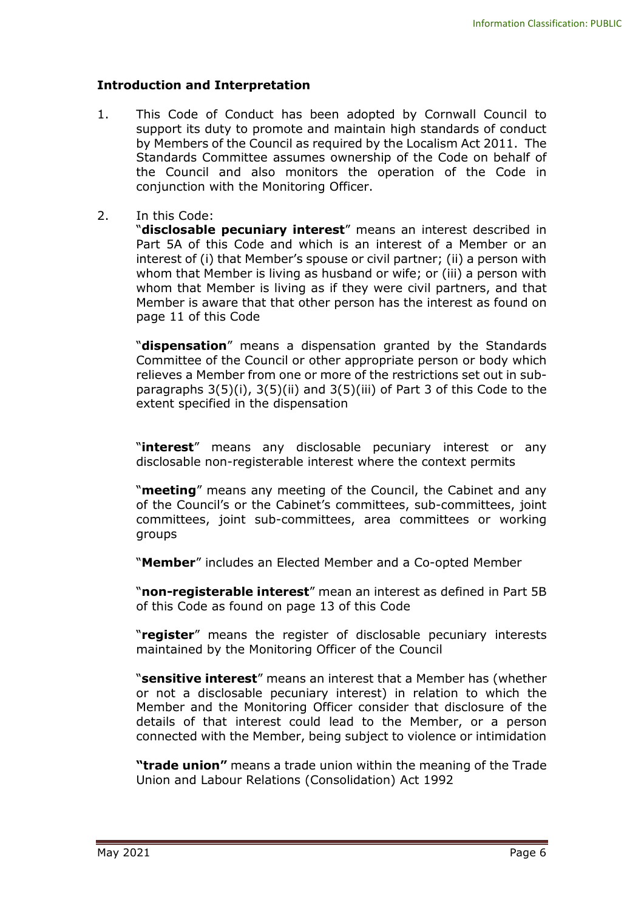**Introduction and Interpretation**

1. This Code of Conduct has been adopted by Cornwall Council to support its duty to promote and maintain high standards of conduct by Members of the Council as required by the Localism Act 2011. The Standards Committee assumes ownership of the Code on behalf of the Council and also monitors the operation of the Code in conjunction with the Monitoring Officer.

2. In this Code:

   "**disclosable pecuniary interest**" means an interest described in Part 5A of this Code and which is an interest of a Member or an interest of (i) that Member's spouse or civil partner; (ii) a person with whom that Member is living as husband or wife; or (iii) a person with whom that Member is living as if they were civil partners, and that Member is aware that that other person has the interest as found on page 11 of this Code

   "**dispensation**" means a dispensation granted by the Standards Committee of the Council or other appropriate person or body which relieves a Member from one or more of the restrictions set out in sub-paragraphs 3(5)(i), 3(5)(ii) and 3(5)(iii) of Part 3 of this Code to the extent specified in the dispensation

   "**interest**" means any disclosable pecuniary interest or any disclosable non-registerable interest where the context permits

   "**meeting**" means any meeting of the Council, the Cabinet and any of the Council's or the Cabinet's committees, sub-committees, joint committees, joint sub-committees, area committees or working groups

   "**Member**" includes an Elected Member and a Co-opted Member

   "**non-registerable interest**" mean an interest as defined in Part 5B of this Code as found on page 13 of this Code

   "**register**" means the register of disclosable pecuniary interests maintained by the Monitoring Officer of the Council

   "**sensitive interest**" means an interest that a Member has (whether or not a disclosable pecuniary interest) in relation to which the Member and the Monitoring Officer consider that disclosure of the details of that interest could lead to the Member, or a person connected with the Member, being subject to violence or intimidation

   **"trade union"** means a trade union within the meaning of the Trade Union and Labour Relations (Consolidation) Act 1992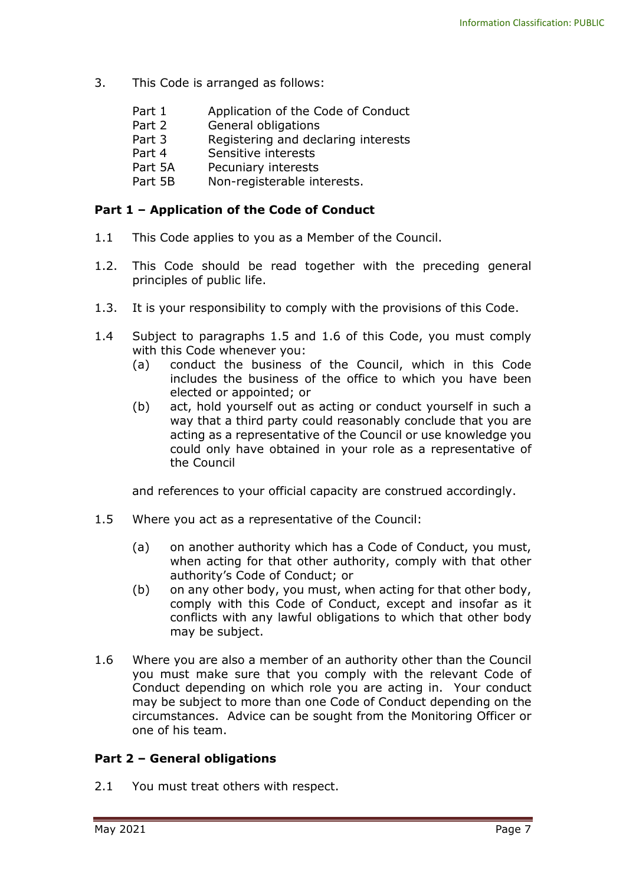3. This Code is arranged as follows:

| | |
|---|---|
| Part 1 | Application of the Code of Conduct |
| Part 2 | General obligations |
| Part 3 | Registering and declaring interests |
| Part 4 | Sensitive interests |
| Part 5A | Pecuniary interests |
| Part 5B | Non-registerable interests. |

**Part 1 – Application of the Code of Conduct**

1.1 This Code applies to you as a Member of the Council.

1.2. This Code should be read together with the preceding general principles of public life.

1.3. It is your responsibility to comply with the provisions of this Code.

1.4 Subject to paragraphs 1.5 and 1.6 of this Code, you must comply with this Code whenever you:

(a) conduct the business of the Council, which in this Code includes the business of the office to which you have been elected or appointed; or

(b) act, hold yourself out as acting or conduct yourself in such a way that a third party could reasonably conclude that you are acting as a representative of the Council or use knowledge you could only have obtained in your role as a representative of the Council

and references to your official capacity are construed accordingly.

1.5 Where you act as a representative of the Council:

(a) on another authority which has a Code of Conduct, you must, when acting for that other authority, comply with that other authority's Code of Conduct; or

(b) on any other body, you must, when acting for that other body, comply with this Code of Conduct, except and insofar as it conflicts with any lawful obligations to which that other body may be subject.

1.6 Where you are also a member of an authority other than the Council you must make sure that you comply with the relevant Code of Conduct depending on which role you are acting in. Your conduct may be subject to more than one Code of Conduct depending on the circumstances. Advice can be sought from the Monitoring Officer or one of his team.

**Part 2 – General obligations**

2.1 You must treat others with respect.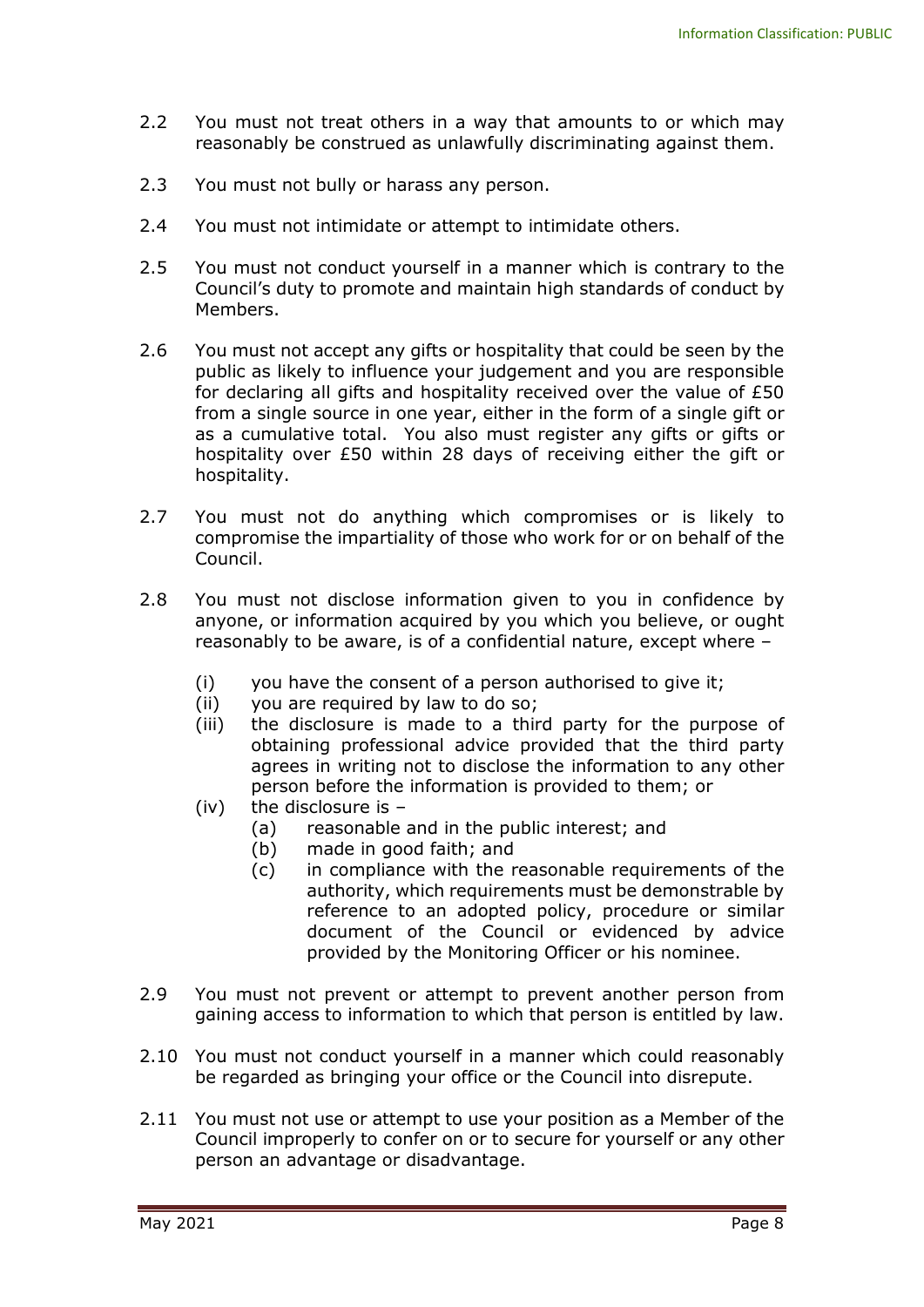2.2 You must not treat others in a way that amounts to or which may reasonably be construed as unlawfully discriminating against them.

2.3 You must not bully or harass any person.

2.4 You must not intimidate or attempt to intimidate others.

2.5 You must not conduct yourself in a manner which is contrary to the Council's duty to promote and maintain high standards of conduct by Members.

2.6 You must not accept any gifts or hospitality that could be seen by the public as likely to influence your judgement and you are responsible for declaring all gifts and hospitality received over the value of £50 from a single source in one year, either in the form of a single gift or as a cumulative total. You also must register any gifts or gifts or hospitality over £50 within 28 days of receiving either the gift or hospitality.

2.7 You must not do anything which compromises or is likely to compromise the impartiality of those who work for or on behalf of the Council.

2.8 You must not disclose information given to you in confidence by anyone, or information acquired by you which you believe, or ought reasonably to be aware, is of a confidential nature, except where –

- (i) you have the consent of a person authorised to give it;
- (ii) you are required by law to do so;
- (iii) the disclosure is made to a third party for the purpose of obtaining professional advice provided that the third party agrees in writing not to disclose the information to any other person before the information is provided to them; or
- (iv) the disclosure is –
  - (a) reasonable and in the public interest; and
  - (b) made in good faith; and
  - (c) in compliance with the reasonable requirements of the authority, which requirements must be demonstrable by reference to an adopted policy, procedure or similar document of the Council or evidenced by advice provided by the Monitoring Officer or his nominee.

2.9 You must not prevent or attempt to prevent another person from gaining access to information to which that person is entitled by law.

2.10 You must not conduct yourself in a manner which could reasonably be regarded as bringing your office or the Council into disrepute.

2.11 You must not use or attempt to use your position as a Member of the Council improperly to confer on or to secure for yourself or any other person an advantage or disadvantage.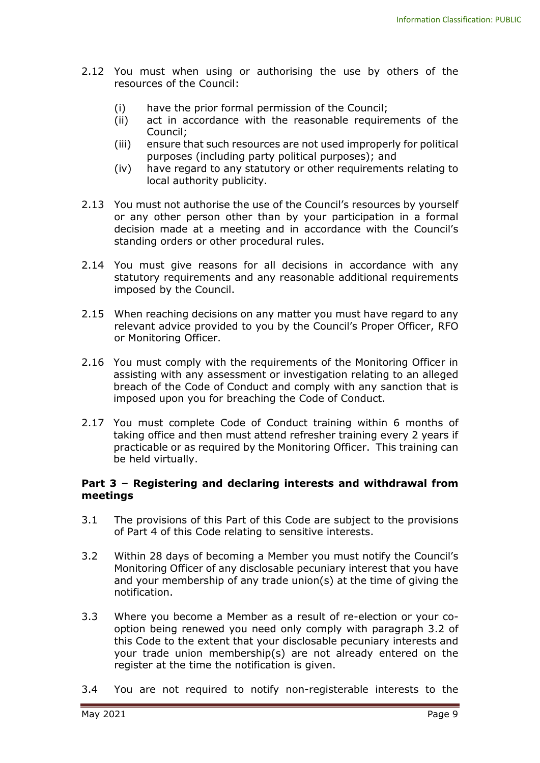2.12 You must when using or authorising the use by others of the resources of the Council:

- (i) have the prior formal permission of the Council;
- (ii) act in accordance with the reasonable requirements of the Council;
- (iii) ensure that such resources are not used improperly for political purposes (including party political purposes); and
- (iv) have regard to any statutory or other requirements relating to local authority publicity.

2.13 You must not authorise the use of the Council's resources by yourself or any other person other than by your participation in a formal decision made at a meeting and in accordance with the Council's standing orders or other procedural rules.

2.14 You must give reasons for all decisions in accordance with any statutory requirements and any reasonable additional requirements imposed by the Council.

2.15 When reaching decisions on any matter you must have regard to any relevant advice provided to you by the Council's Proper Officer, RFO or Monitoring Officer.

2.16 You must comply with the requirements of the Monitoring Officer in assisting with any assessment or investigation relating to an alleged breach of the Code of Conduct and comply with any sanction that is imposed upon you for breaching the Code of Conduct.

2.17 You must complete Code of Conduct training within 6 months of taking office and then must attend refresher training every 2 years if practicable or as required by the Monitoring Officer. This training can be held virtually.

**Part 3 – Registering and declaring interests and withdrawal from meetings**

3.1 The provisions of this Part of this Code are subject to the provisions of Part 4 of this Code relating to sensitive interests.

3.2 Within 28 days of becoming a Member you must notify the Council's Monitoring Officer of any disclosable pecuniary interest that you have and your membership of any trade union(s) at the time of giving the notification.

3.3 Where you become a Member as a result of re-election or your co-option being renewed you need only comply with paragraph 3.2 of this Code to the extent that your disclosable pecuniary interests and your trade union membership(s) are not already entered on the register at the time the notification is given.

3.4 You are not required to notify non-registerable interests to the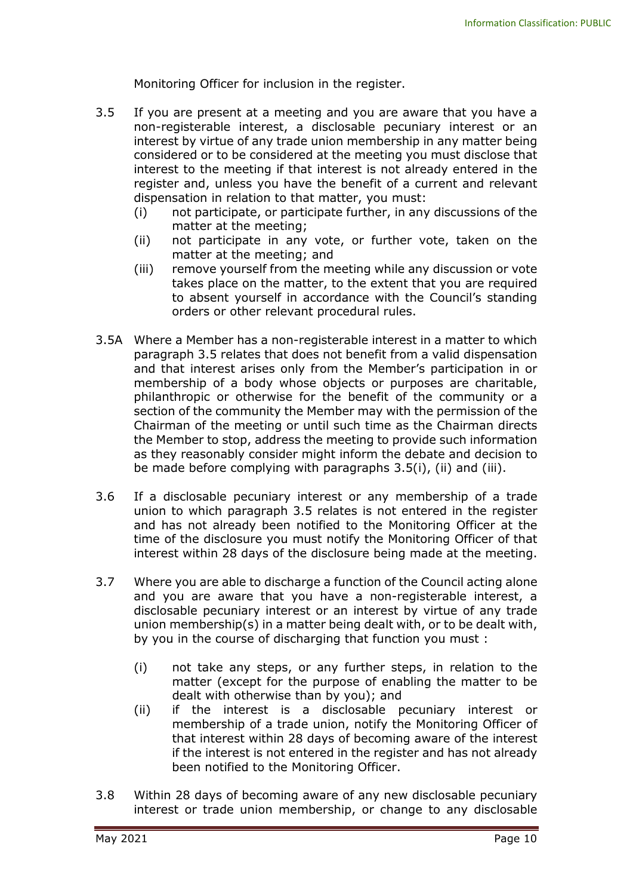Monitoring Officer for inclusion in the register.

3.5 If you are present at a meeting and you are aware that you have a non-registerable interest, a disclosable pecuniary interest or an interest by virtue of any trade union membership in any matter being considered or to be considered at the meeting you must disclose that interest to the meeting if that interest is not already entered in the register and, unless you have the benefit of a current and relevant dispensation in relation to that matter, you must:

   (i) not participate, or participate further, in any discussions of the matter at the meeting;
   (ii) not participate in any vote, or further vote, taken on the matter at the meeting; and
   (iii) remove yourself from the meeting while any discussion or vote takes place on the matter, to the extent that you are required to absent yourself in accordance with the Council's standing orders or other relevant procedural rules.

3.5A Where a Member has a non-registerable interest in a matter to which paragraph 3.5 relates that does not benefit from a valid dispensation and that interest arises only from the Member's participation in or membership of a body whose objects or purposes are charitable, philanthropic or otherwise for the benefit of the community or a section of the community the Member may with the permission of the Chairman of the meeting or until such time as the Chairman directs the Member to stop, address the meeting to provide such information as they reasonably consider might inform the debate and decision to be made before complying with paragraphs 3.5(i), (ii) and (iii).

3.6 If a disclosable pecuniary interest or any membership of a trade union to which paragraph 3.5 relates is not entered in the register and has not already been notified to the Monitoring Officer at the time of the disclosure you must notify the Monitoring Officer of that interest within 28 days of the disclosure being made at the meeting.

3.7 Where you are able to discharge a function of the Council acting alone and you are aware that you have a non-registerable interest, a disclosable pecuniary interest or an interest by virtue of any trade union membership(s) in a matter being dealt with, or to be dealt with, by you in the course of discharging that function you must :

   (i) not take any steps, or any further steps, in relation to the matter (except for the purpose of enabling the matter to be dealt with otherwise than by you); and
   (ii) if the interest is a disclosable pecuniary interest or membership of a trade union, notify the Monitoring Officer of that interest within 28 days of becoming aware of the interest if the interest is not entered in the register and has not already been notified to the Monitoring Officer.

3.8 Within 28 days of becoming aware of any new disclosable pecuniary interest or trade union membership, or change to any disclosable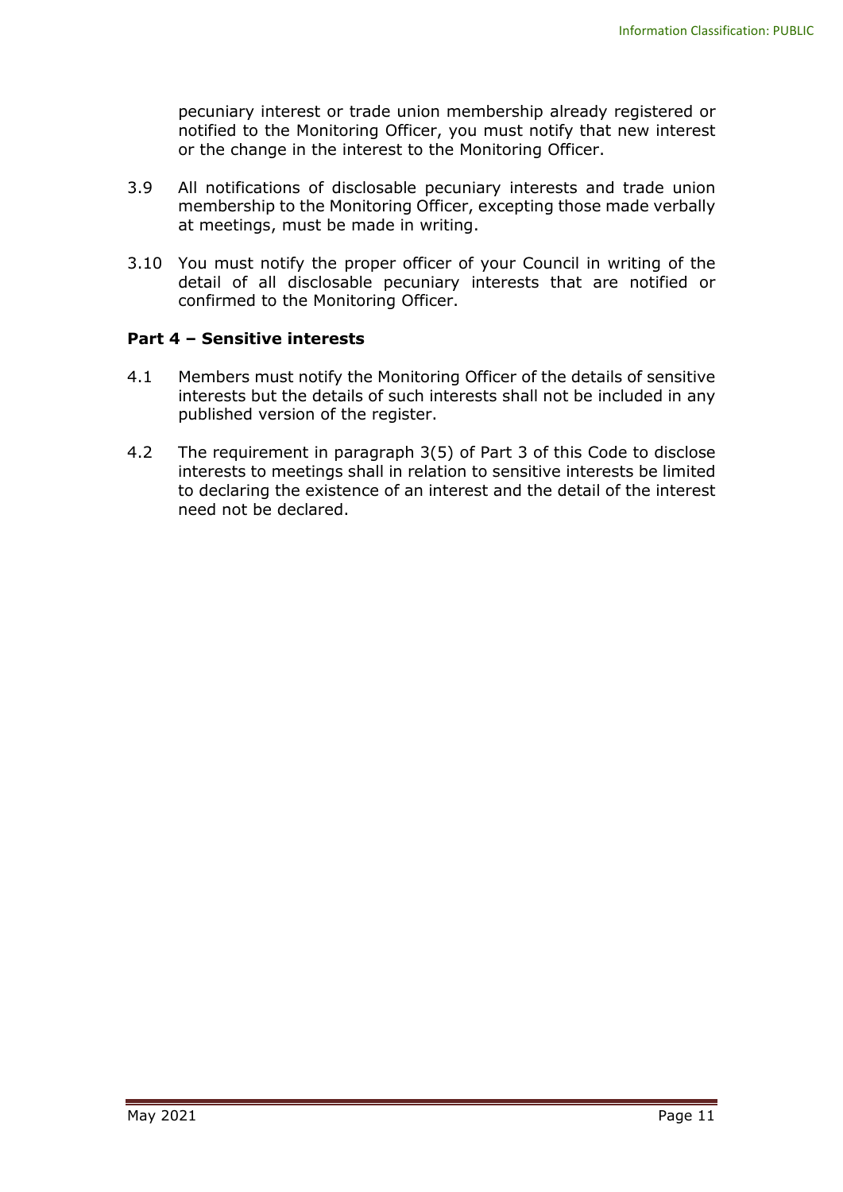pecuniary interest or trade union membership already registered or notified to the Monitoring Officer, you must notify that new interest or the change in the interest to the Monitoring Officer.

3.9 All notifications of disclosable pecuniary interests and trade union membership to the Monitoring Officer, excepting those made verbally at meetings, must be made in writing.

3.10 You must notify the proper officer of your Council in writing of the detail of all disclosable pecuniary interests that are notified or confirmed to the Monitoring Officer.

## Part 4 – Sensitive interests

4.1 Members must notify the Monitoring Officer of the details of sensitive interests but the details of such interests shall not be included in any published version of the register.

4.2 The requirement in paragraph 3(5) of Part 3 of this Code to disclose interests to meetings shall in relation to sensitive interests be limited to declaring the existence of an interest and the detail of the interest need not be declared.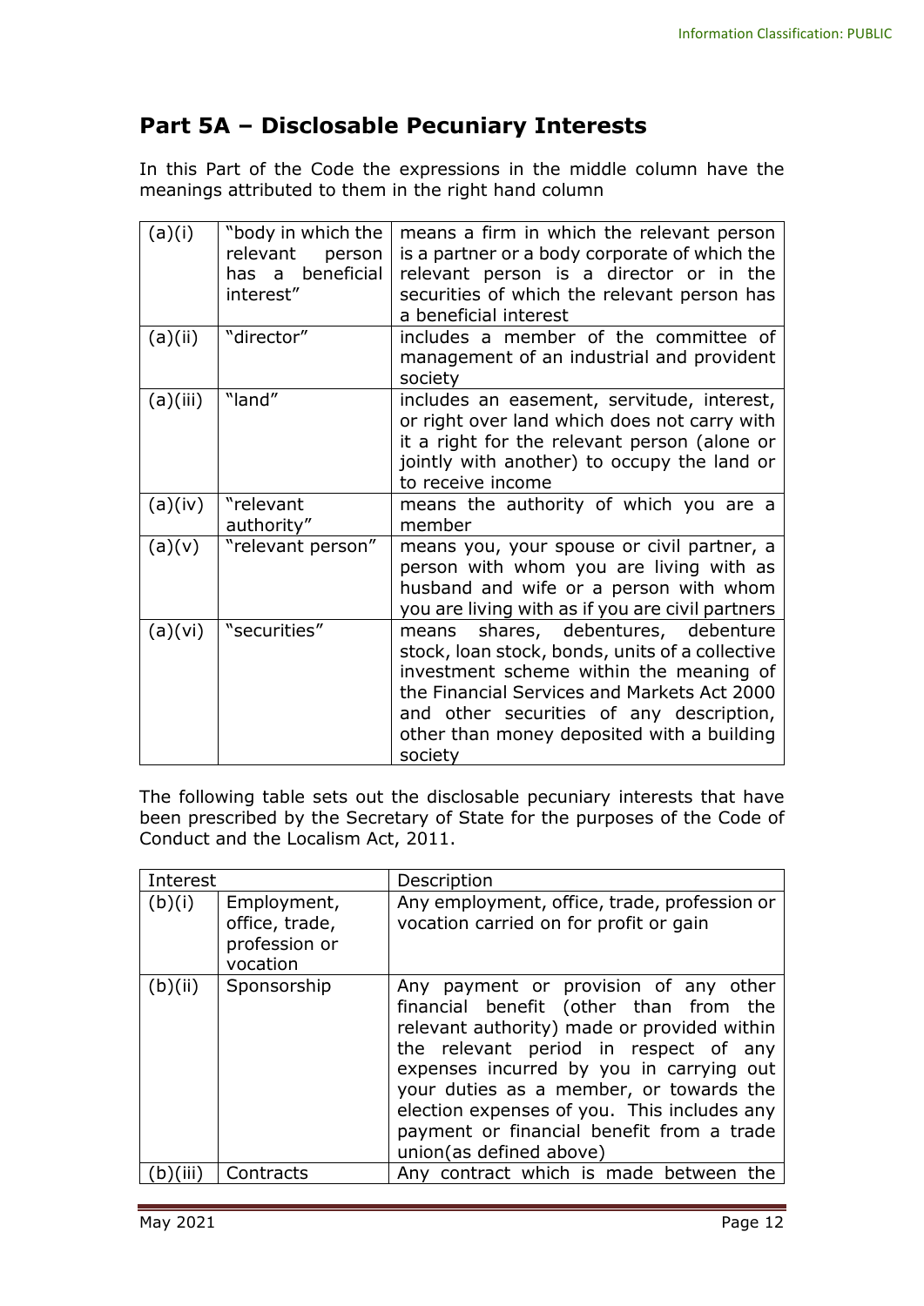## Part 5A – Disclosable Pecuniary Interests

In this Part of the Code the expressions in the middle column have the meanings attributed to them in the right hand column

| | | |
|---|---|---|
| (a)(i) | "body in which the relevant person has a beneficial interest" | means a firm in which the relevant person is a partner or a body corporate of which the relevant person is a director or in the securities of which the relevant person has a beneficial interest |
| (a)(ii) | "director" | includes a member of the committee of management of an industrial and provident society |
| (a)(iii) | "land" | includes an easement, servitude, interest, or right over land which does not carry with it a right for the relevant person (alone or jointly with another) to occupy the land or to receive income |
| (a)(iv) | "relevant authority" | means the authority of which you are a member |
| (a)(v) | "relevant person" | means you, your spouse or civil partner, a person with whom you are living with as husband and wife or a person with whom you are living with as if you are civil partners |
| (a)(vi) | "securities" | means shares, debentures, debenture stock, loan stock, bonds, units of a collective investment scheme within the meaning of the Financial Services and Markets Act 2000 and other securities of any description, other than money deposited with a building society |

The following table sets out the disclosable pecuniary interests that have been prescribed by the Secretary of State for the purposes of the Code of Conduct and the Localism Act, 2011.

| Interest | | Description |
|---|---|---|
| (b)(i) | Employment, office, trade, profession or vocation | Any employment, office, trade, profession or vocation carried on for profit or gain |
| (b)(ii) | Sponsorship | Any payment or provision of any other financial benefit (other than from the relevant authority) made or provided within the relevant period in respect of any expenses incurred by you in carrying out your duties as a member, or towards the election expenses of you. This includes any payment or financial benefit from a trade union(as defined above) |
| (b)(iii) | Contracts | Any contract which is made between the |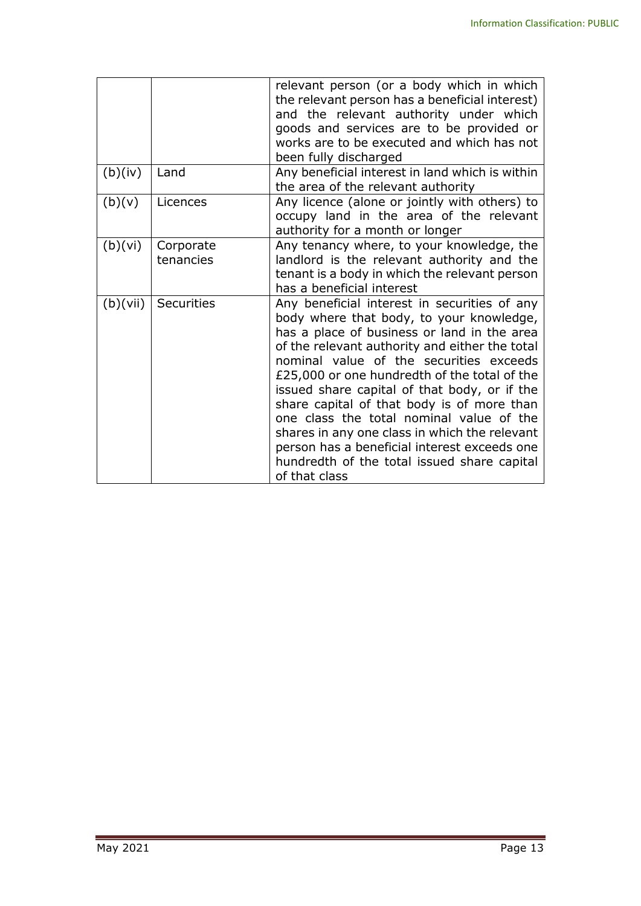| | | |
|---|---|---|
| | | relevant person (or a body which in which the relevant person has a beneficial interest) and the relevant authority under which goods and services are to be provided or works are to be executed and which has not been fully discharged |
| (b)(iv) | Land | Any beneficial interest in land which is within the area of the relevant authority |
| (b)(v) | Licences | Any licence (alone or jointly with others) to occupy land in the area of the relevant authority for a month or longer |
| (b)(vi) | Corporate tenancies | Any tenancy where, to your knowledge, the landlord is the relevant authority and the tenant is a body in which the relevant person has a beneficial interest |
| (b)(vii) | Securities | Any beneficial interest in securities of any body where that body, to your knowledge, has a place of business or land in the area of the relevant authority and either the total nominal value of the securities exceeds £25,000 or one hundredth of the total of the issued share capital of that body, or if the share capital of that body is of more than one class the total nominal value of the shares in any one class in which the relevant person has a beneficial interest exceeds one hundredth of the total issued share capital of that class |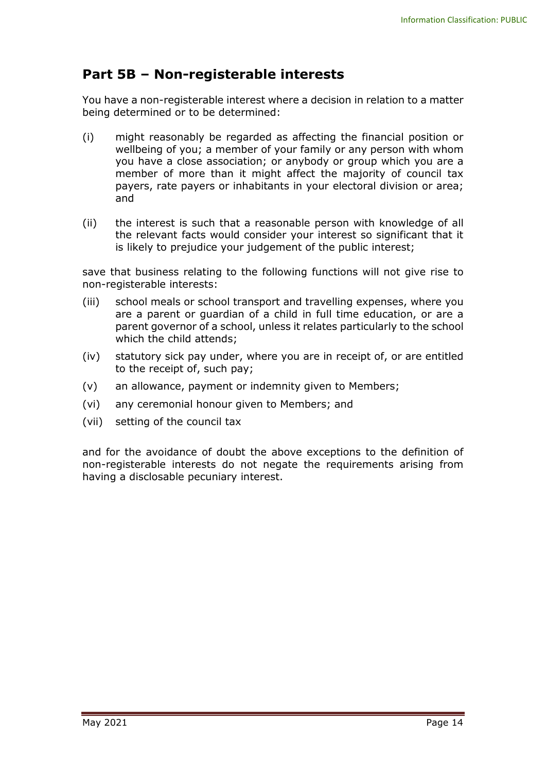## Part 5B – Non-registerable interests

You have a non-registerable interest where a decision in relation to a matter being determined or to be determined:

(i) might reasonably be regarded as affecting the financial position or wellbeing of you; a member of your family or any person with whom you have a close association; or anybody or group which you are a member of more than it might affect the majority of council tax payers, rate payers or inhabitants in your electoral division or area; and

(ii) the interest is such that a reasonable person with knowledge of all the relevant facts would consider your interest so significant that it is likely to prejudice your judgement of the public interest;

save that business relating to the following functions will not give rise to non-registerable interests:

(iii) school meals or school transport and travelling expenses, where you are a parent or guardian of a child in full time education, or are a parent governor of a school, unless it relates particularly to the school which the child attends;

(iv) statutory sick pay under, where you are in receipt of, or are entitled to the receipt of, such pay;

(v) an allowance, payment or indemnity given to Members;

(vi) any ceremonial honour given to Members; and

(vii) setting of the council tax

and for the avoidance of doubt the above exceptions to the definition of non-registerable interests do not negate the requirements arising from having a disclosable pecuniary interest.